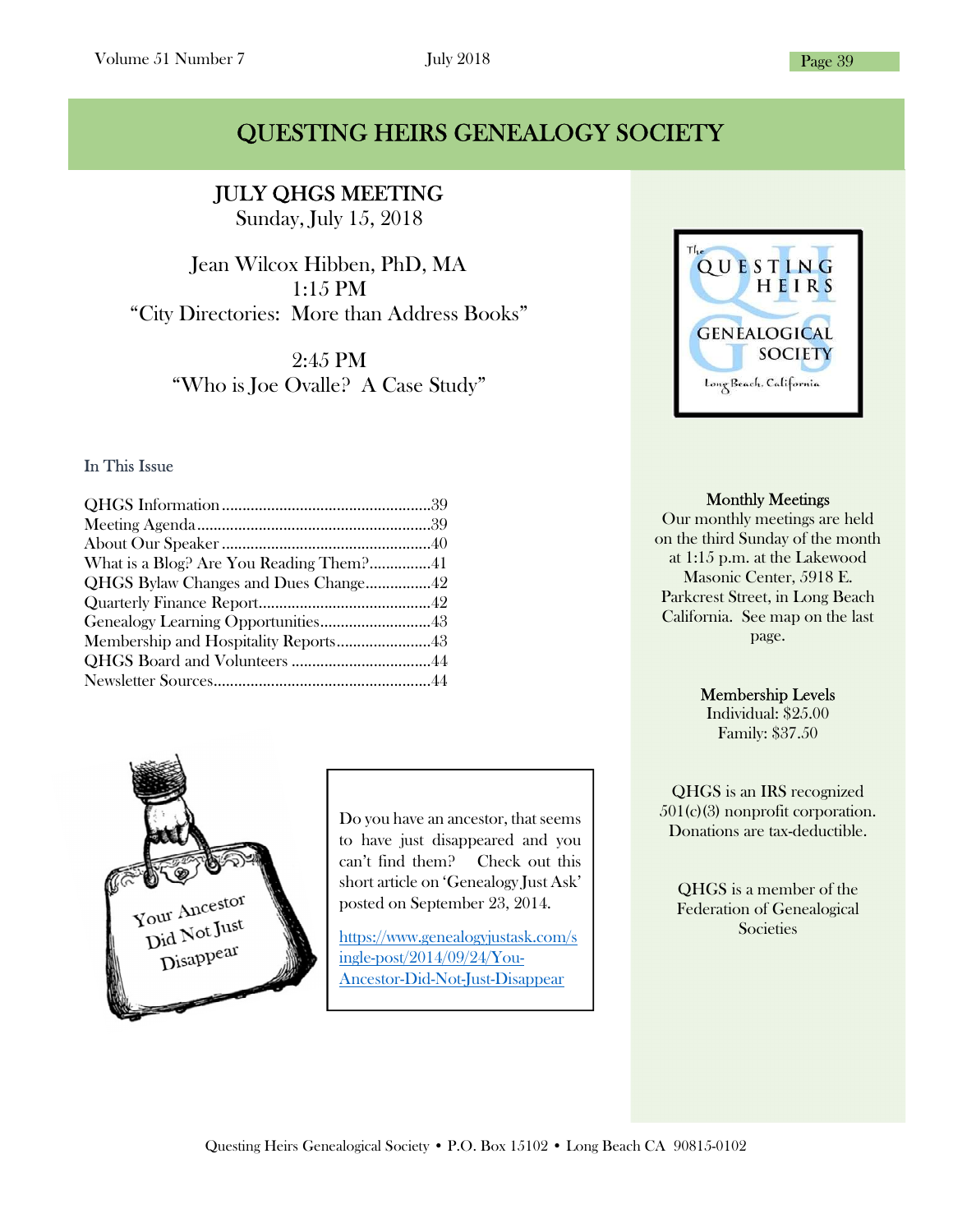# QUESTING HEIRS GENEALOGY SOCIETY

## JULY QHGS MEETING

Sunday, July 15, 2018

Jean Wilcox Hibben, PhD, MA
1:15 PM
"City Directories: More than Address Books"

2:45 PM
"Who is Joe Ovalle? A Case Study"

### In This Issue

- QHGS Information....................................................39
- Meeting Agenda.........................................................39
- About Our Speaker....................................................40
- What is a Blog? Are You Reading Them?...............41
- QHGS Bylaw Changes and Dues Change................42
- Quarterly Finance Report..........................................42
- Genealogy Learning Opportunities...........................43
- Membership and Hospitality Reports.......................43
- QHGS Board and Volunteers ..................................44
- Newsletter Sources.....................................................44

Your Ancestor Did Not Just Disappear

Do you have an ancestor, that seems to have just disappeared and you can't find them? Check out this short article on 'Genealogy Just Ask' posted on September 23, 2014.

https://www.genealogyjustask.com/single-post/2014/09/24/You-Ancestor-Did-Not-Just-Disappear

The QUESTING HEIRS GENEALOGICAL SOCIETY Long Beach, California

**Monthly Meetings**
Our monthly meetings are held on the third Sunday of the month at 1:15 p.m. at the Lakewood Masonic Center, 5918 E. Parkcrest Street, in Long Beach California. See map on the last page.

**Membership Levels**
Individual: $25.00
Family: $37.50

QHGS is an IRS recognized 501(c)(3) nonprofit corporation. Donations are tax-deductible.

QHGS is a member of the Federation of Genealogical Societies

Questing Heirs Genealogical Society • P.O. Box 15102 • Long Beach CA 90815-0102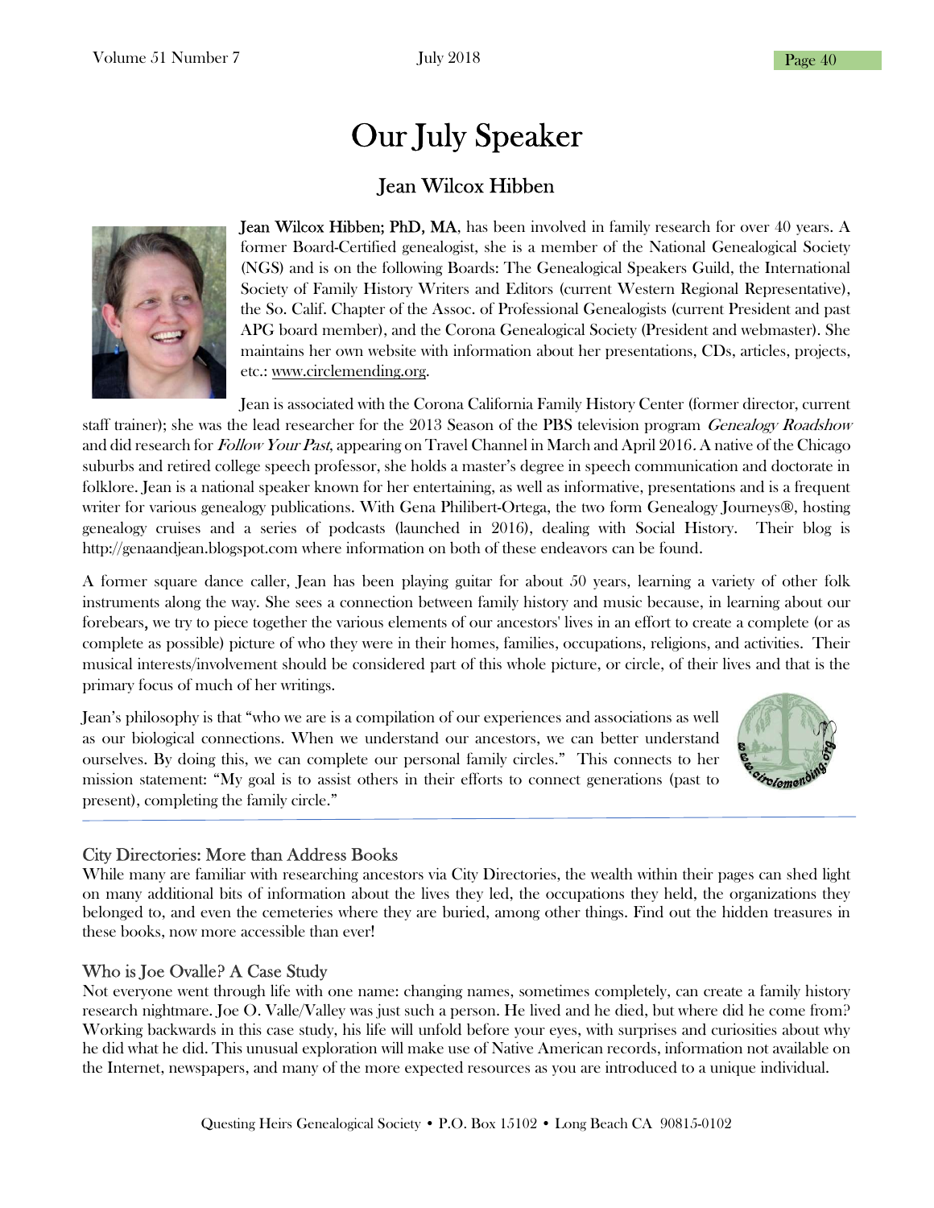# Our July Speaker

## Jean Wilcox Hibben

**Jean Wilcox Hibben; PhD, MA**, has been involved in family research for over 40 years. A former Board-Certified genealogist, she is a member of the National Genealogical Society (NGS) and is on the following Boards: The Genealogical Speakers Guild, the International Society of Family History Writers and Editors (current Western Regional Representative), the So. Calif. Chapter of the Assoc. of Professional Genealogists (current President and past APG board member), and the Corona Genealogical Society (President and webmaster). She maintains her own website with information about her presentations, CDs, articles, projects, etc.: www.circlemending.org.

Jean is associated with the Corona California Family History Center (former director, current staff trainer); she was the lead researcher for the 2013 Season of the PBS television program *Genealogy Roadshow* and did research for *Follow Your Past*, appearing on Travel Channel in March and April 2016. A native of the Chicago suburbs and retired college speech professor, she holds a master's degree in speech communication and doctorate in folklore. Jean is a national speaker known for her entertaining, as well as informative, presentations and is a frequent writer for various genealogy publications. With Gena Philibert-Ortega, the two form Genealogy Journeys®, hosting genealogy cruises and a series of podcasts (launched in 2016), dealing with Social History. Their blog is http://genaandjean.blogspot.com where information on both of these endeavors can be found.

A former square dance caller, Jean has been playing guitar for about 50 years, learning a variety of other folk instruments along the way. She sees a connection between family history and music because, in learning about our forebears, we try to piece together the various elements of our ancestors' lives in an effort to create a complete (or as complete as possible) picture of who they were in their homes, families, occupations, religions, and activities. Their musical interests/involvement should be considered part of this whole picture, or circle, of their lives and that is the primary focus of much of her writings.

Jean's philosophy is that "who we are is a compilation of our experiences and associations as well as our biological connections. When we understand our ancestors, we can better understand ourselves. By doing this, we can complete our personal family circles." This connects to her mission statement: "My goal is to assist others in their efforts to connect generations (past to present), completing the family circle."

---

### City Directories: More than Address Books

While many are familiar with researching ancestors via City Directories, the wealth within their pages can shed light on many additional bits of information about the lives they led, the occupations they held, the organizations they belonged to, and even the cemeteries where they are buried, among other things. Find out the hidden treasures in these books, now more accessible than ever!

### Who is Joe Ovalle? A Case Study

Not everyone went through life with one name: changing names, sometimes completely, can create a family history research nightmare. Joe O. Valle/Valley was just such a person. He lived and he died, but where did he come from? Working backwards in this case study, his life will unfold before your eyes, with surprises and curiosities about why he did what he did. This unusual exploration will make use of Native American records, information not available on the Internet, newspapers, and many of the more expected resources as you are introduced to a unique individual.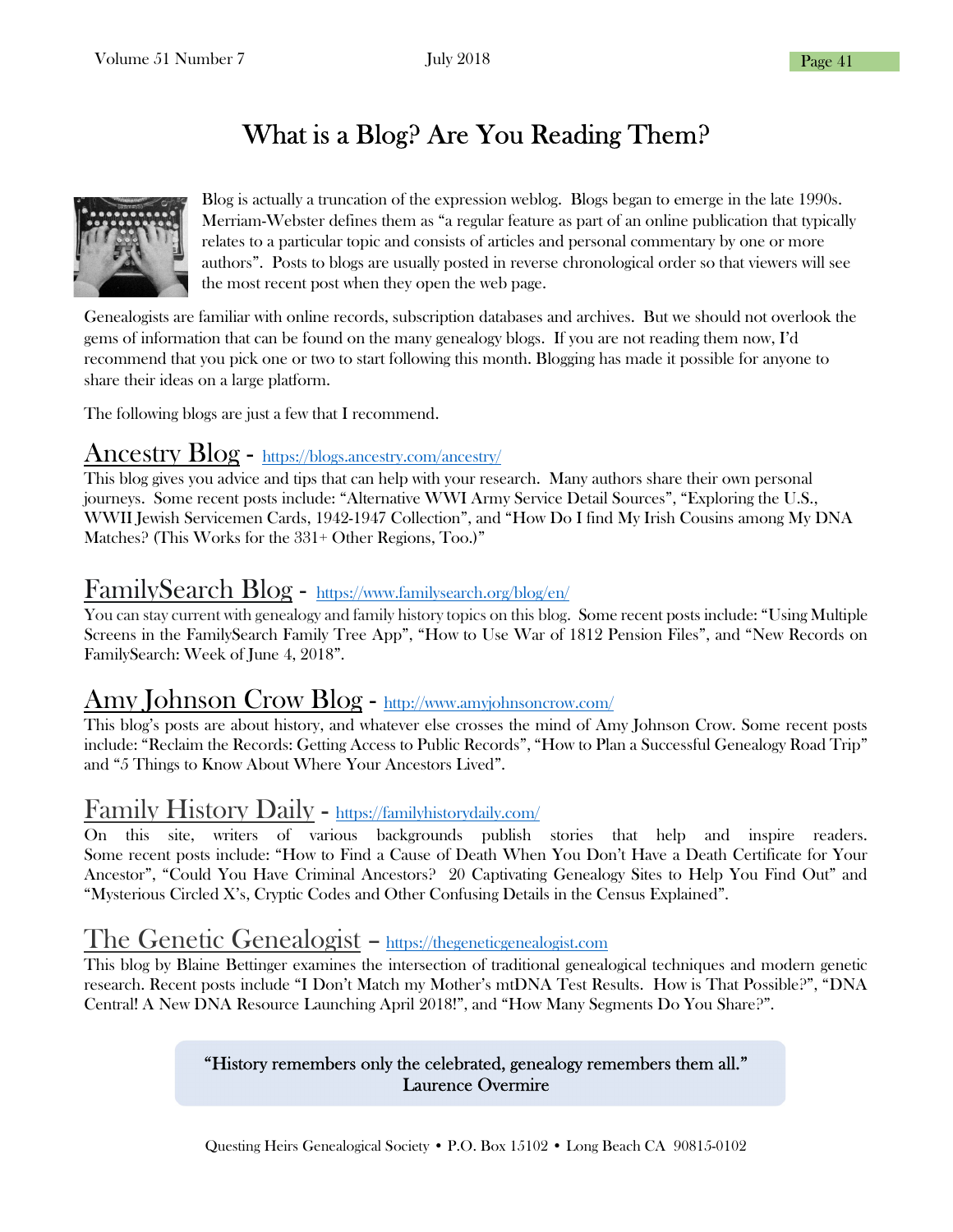# What is a Blog? Are You Reading Them?

Blog is actually a truncation of the expression weblog. Blogs began to emerge in the late 1990s. Merriam-Webster defines them as "a regular feature as part of an online publication that typically relates to a particular topic and consists of articles and personal commentary by one or more authors". Posts to blogs are usually posted in reverse chronological order so that viewers will see the most recent post when they open the web page.

Genealogists are familiar with online records, subscription databases and archives. But we should not overlook the gems of information that can be found on the many genealogy blogs. If you are not reading them now, I'd recommend that you pick one or two to start following this month. Blogging has made it possible for anyone to share their ideas on a large platform.

The following blogs are just a few that I recommend.

## Ancestry Blog - https://blogs.ancestry.com/ancestry/

This blog gives you advice and tips that can help with your research. Many authors share their own personal journeys. Some recent posts include: "Alternative WWI Army Service Detail Sources", "Exploring the U.S., WWII Jewish Servicemen Cards, 1942-1947 Collection", and "How Do I find My Irish Cousins among My DNA Matches? (This Works for the 331+ Other Regions, Too.)"

## FamilySearch Blog - https://www.familysearch.org/blog/en/

You can stay current with genealogy and family history topics on this blog. Some recent posts include: "Using Multiple Screens in the FamilySearch Family Tree App", "How to Use War of 1812 Pension Files", and "New Records on FamilySearch: Week of June 4, 2018".

## Amy Johnson Crow Blog - http://www.amyjohnsoncrow.com/

This blog's posts are about history, and whatever else crosses the mind of Amy Johnson Crow. Some recent posts include: "Reclaim the Records: Getting Access to Public Records", "How to Plan a Successful Genealogy Road Trip" and "5 Things to Know About Where Your Ancestors Lived".

## Family History Daily - https://familyhistorydaily.com/

On this site, writers of various backgrounds publish stories that help and inspire readers. Some recent posts include: "How to Find a Cause of Death When You Don't Have a Death Certificate for Your Ancestor", "Could You Have Criminal Ancestors? 20 Captivating Genealogy Sites to Help You Find Out" and "Mysterious Circled X's, Cryptic Codes and Other Confusing Details in the Census Explained".

## The Genetic Genealogist – https://thegeneticgenealogist.com

This blog by Blaine Bettinger examines the intersection of traditional genealogical techniques and modern genetic research. Recent posts include "I Don't Match my Mother's mtDNA Test Results. How is That Possible?", "DNA Central! A New DNA Resource Launching April 2018!", and "How Many Segments Do You Share?".

> "History remembers only the celebrated, genealogy remembers them all."
> Laurence Overmire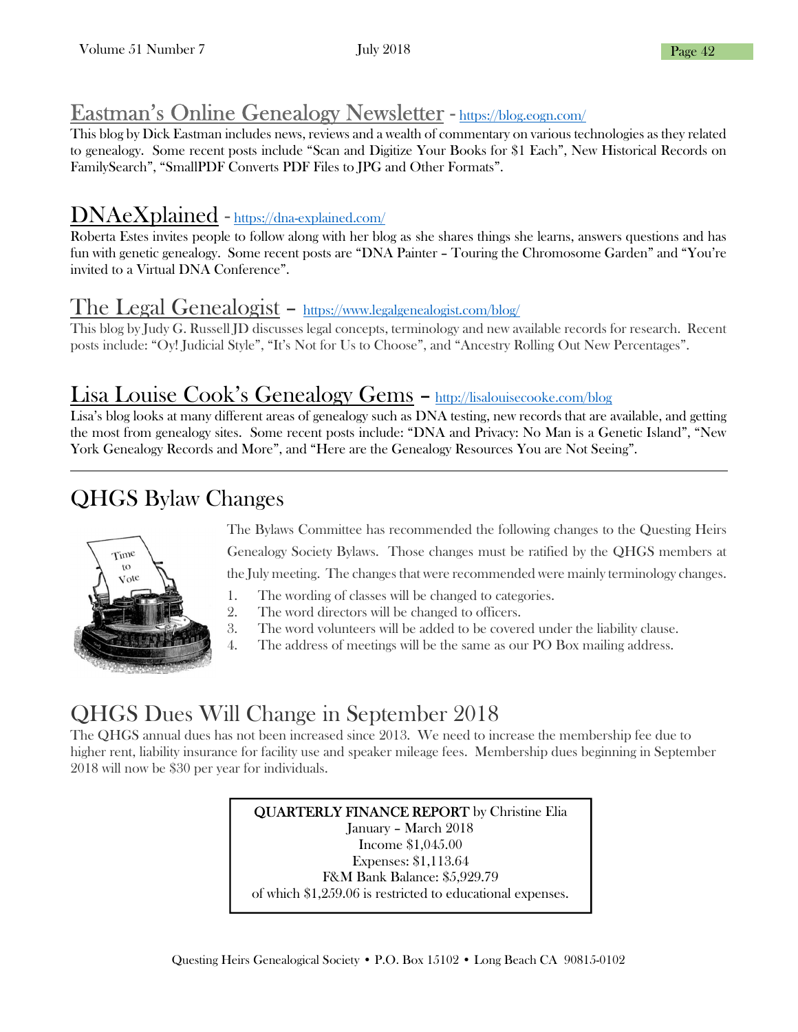## Eastman's Online Genealogy Newsletter - https://blog.eogn.com/

This blog by Dick Eastman includes news, reviews and a wealth of commentary on various technologies as they related to genealogy. Some recent posts include "Scan and Digitize Your Books for $1 Each", New Historical Records on FamilySearch", "SmallPDF Converts PDF Files to JPG and Other Formats".

## DNAeXplained - https://dna-explained.com/

Roberta Estes invites people to follow along with her blog as she shares things she learns, answers questions and has fun with genetic genealogy. Some recent posts are "DNA Painter – Touring the Chromosome Garden" and "You're invited to a Virtual DNA Conference".

## The Legal Genealogist – https://www.legalgenealogist.com/blog/

This blog by Judy G. Russell JD discusses legal concepts, terminology and new available records for research. Recent posts include: "Oy! Judicial Style", "It's Not for Us to Choose", and "Ancestry Rolling Out New Percentages".

## Lisa Louise Cook's Genealogy Gems – http://lisalouisecooke.com/blog

Lisa's blog looks at many different areas of genealogy such as DNA testing, new records that are available, and getting the most from genealogy sites. Some recent posts include: "DNA and Privacy: No Man is a Genetic Island", "New York Genealogy Records and More", and "Here are the Genealogy Resources You are Not Seeing".

---

# QHGS Bylaw Changes

The Bylaws Committee has recommended the following changes to the Questing Heirs Genealogy Society Bylaws. Those changes must be ratified by the QHGS members at the July meeting. The changes that were recommended were mainly terminology changes.

1. The wording of classes will be changed to categories.
2. The word directors will be changed to officers.
3. The word volunteers will be added to be covered under the liability clause.
4. The address of meetings will be the same as our PO Box mailing address.

# QHGS Dues Will Change in September 2018

The QHGS annual dues has not been increased since 2013. We need to increase the membership fee due to higher rent, liability insurance for facility use and speaker mileage fees. Membership dues beginning in September 2018 will now be $30 per year for individuals.

**QUARTERLY FINANCE REPORT** by Christine Elia
January – March 2018
Income $1,045.00
Expenses: $1,113.64
F&M Bank Balance: $5,929.79
of which $1,259.06 is restricted to educational expenses.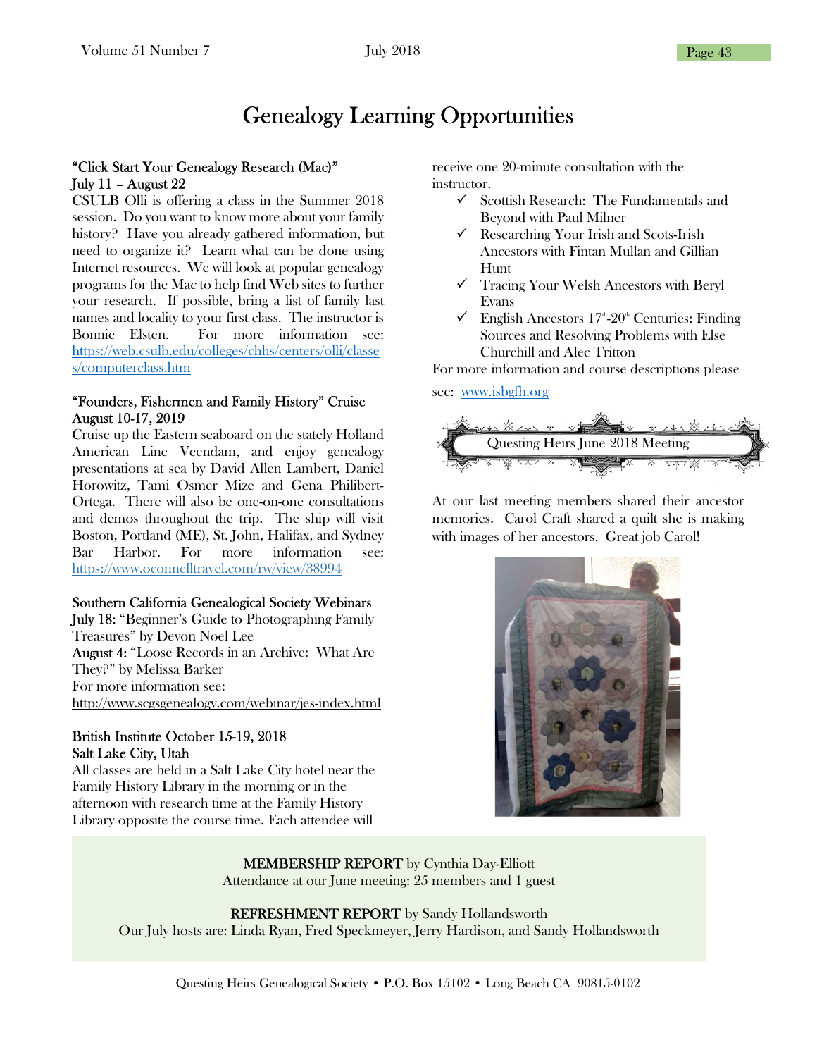# Genealogy Learning Opportunities

**"Click Start Your Genealogy Research (Mac)"**
**July 11 – August 22**

CSULB Olli is offering a class in the Summer 2018 session. Do you want to know more about your family history? Have you already gathered information, but need to organize it? Learn what can be done using Internet resources. We will look at popular genealogy programs for the Mac to help find Web sites to further your research. If possible, bring a list of family last names and locality to your first class. The instructor is Bonnie Elsten. For more information see: https://web.csulb.edu/colleges/chhs/centers/olli/classes/computerclass.htm

**"Founders, Fishermen and Family History" Cruise**
**August 10-17, 2019**

Cruise up the Eastern seaboard on the stately Holland American Line Veendam, and enjoy genealogy presentations at sea by David Allen Lambert, Daniel Horowitz, Tami Osmer Mize and Gena Philibert-Ortega. There will also be one-on-one consultations and demos throughout the trip. The ship will visit Boston, Portland (ME), St. John, Halifax, and Sydney Bar Harbor. For more information see: https://www.oconnelltravel.com/rw/view/38994

**Southern California Genealogical Society Webinars**
**July 18:** "Beginner's Guide to Photographing Family Treasures" by Devon Noel Lee
**August 4:** "Loose Records in an Archive: What Are They?" by Melissa Barker
For more information see:
http://www.scgsgenealogy.com/webinar/jes-index.html

**British Institute October 15-19, 2018**
**Salt Lake City, Utah**

All classes are held in a Salt Lake City hotel near the Family History Library in the morning or in the afternoon with research time at the Family History Library opposite the course time. Each attendee will receive one 20-minute consultation with the instructor.

- ✓ Scottish Research: The Fundamentals and Beyond with Paul Milner
- ✓ Researching Your Irish and Scots-Irish Ancestors with Fintan Mullan and Gillian Hunt
- ✓ Tracing Your Welsh Ancestors with Beryl Evans
- ✓ English Ancestors 17th-20th Centuries: Finding Sources and Resolving Problems with Else Churchill and Alec Tritton

For more information and course descriptions please see: www.isbgfh.org

## Questing Heirs June 2018 Meeting

At our last meeting members shared their ancestor memories. Carol Craft shared a quilt she is making with images of her ancestors. Great job Carol!

**MEMBERSHIP REPORT** by Cynthia Day-Elliott
Attendance at our June meeting: 25 members and 1 guest

**REFRESHMENT REPORT** by Sandy Hollandsworth
Our July hosts are: Linda Ryan, Fred Speckmeyer, Jerry Hardison, and Sandy Hollandsworth

Questing Heirs Genealogical Society • P.O. Box 15102 • Long Beach CA 90815-0102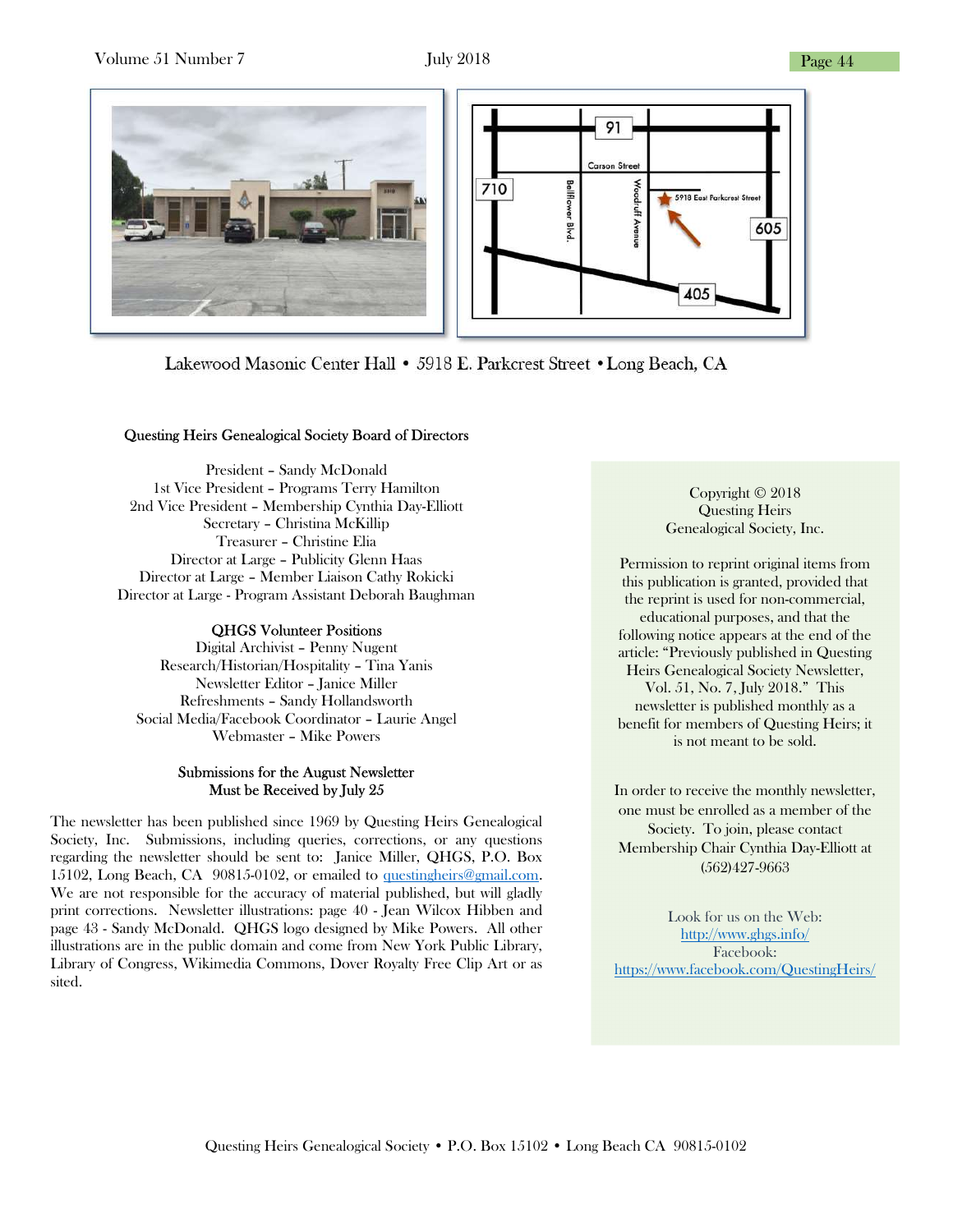Lakewood Masonic Center Hall • 5918 E. Parkcrest Street • Long Beach, CA

**Questing Heirs Genealogical Society Board of Directors**

President – Sandy McDonald
1st Vice President – Programs Terry Hamilton
2nd Vice President – Membership Cynthia Day-Elliott
Secretary – Christina McKillip
Treasurer – Christine Elia
Director at Large – Publicity Glenn Haas
Director at Large – Member Liaison Cathy Rokicki
Director at Large - Program Assistant Deborah Baughman

**QHGS Volunteer Positions**

Digital Archivist – Penny Nugent
Research/Historian/Hospitality – Tina Yanis
Newsletter Editor – Janice Miller
Refreshments – Sandy Hollandsworth
Social Media/Facebook Coordinator – Laurie Angel
Webmaster – Mike Powers

**Submissions for the August Newsletter
Must be Received by July 25**

The newsletter has been published since 1969 by Questing Heirs Genealogical Society, Inc. Submissions, including queries, corrections, or any questions regarding the newsletter should be sent to: Janice Miller, QHGS, P.O. Box 15102, Long Beach, CA 90815-0102, or emailed to questingheirs@gmail.com. We are not responsible for the accuracy of material published, but will gladly print corrections. Newsletter illustrations: page 40 - Jean Wilcox Hibben and page 43 - Sandy McDonald. QHGS logo designed by Mike Powers. All other illustrations are in the public domain and come from New York Public Library, Library of Congress, Wikimedia Commons, Dover Royalty Free Clip Art or as sited.

Copyright © 2018
Questing Heirs
Genealogical Society, Inc.

Permission to reprint original items from this publication is granted, provided that the reprint is used for non-commercial, educational purposes, and that the following notice appears at the end of the article: "Previously published in Questing Heirs Genealogical Society Newsletter, Vol. 51, No. 7, July 2018." This newsletter is published monthly as a benefit for members of Questing Heirs; it is not meant to be sold.

In order to receive the monthly newsletter, one must be enrolled as a member of the Society. To join, please contact Membership Chair Cynthia Day-Elliott at (562)427-9663

Look for us on the Web:
http://www.qhgs.info/
Facebook:
https://www.facebook.com/QuestingHeirs/